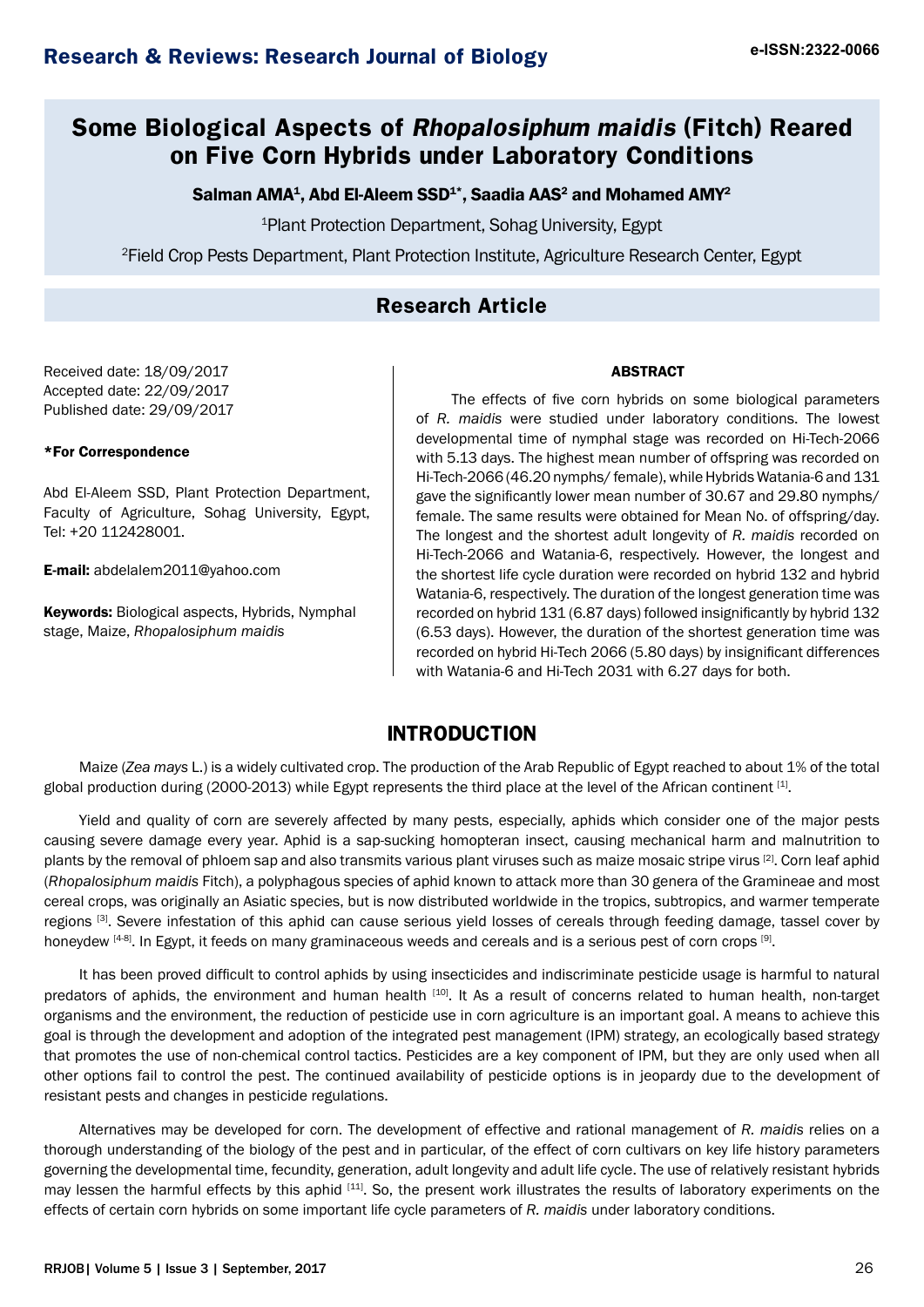# Some Biological Aspects of *Rhopalosiphum maidis* (Fitch) Reared on Five Corn Hybrids under Laboratory Conditions

**Salman AMA[1], Abd El-Aleem SSD[1*], Saadia AAS[2] and Mohamed AMY[2]**

[1]Plant Protection Department, Sohag University, Egypt

[2]Field Crop Pests Department, Plant Protection Institute, Agriculture Research Center, Egypt

## Research Article

Received date: 18/09/2017
Accepted date: 22/09/2017
Published date: 29/09/2017

**\*For Correspondence**

Abd El-Aleem SSD, Plant Protection Department, Faculty of Agriculture, Sohag University, Egypt, Tel: +20 112428001.

**E-mail:** abdelalem2011@yahoo.com

**Keywords:** Biological aspects, Hybrids, Nymphal stage, Maize, *Rhopalosiphum maidis*

### ABSTRACT

The effects of five corn hybrids on some biological parameters of *R. maidis* were studied under laboratory conditions. The lowest developmental time of nymphal stage was recorded on Hi-Tech-2066 with 5.13 days. The highest mean number of offspring was recorded on Hi-Tech-2066 (46.20 nymphs/ female), while Hybrids Watania-6 and 131 gave the significantly lower mean number of 30.67 and 29.80 nymphs/ female. The same results were obtained for Mean No. of offspring/day. The longest and the shortest adult longevity of *R. maidis* recorded on Hi-Tech-2066 and Watania-6, respectively. However, the longest and the shortest life cycle duration were recorded on hybrid 132 and hybrid Watania-6, respectively. The duration of the longest generation time was recorded on hybrid 131 (6.87 days) followed insignificantly by hybrid 132 (6.53 days). However, the duration of the shortest generation time was recorded on hybrid Hi-Tech 2066 (5.80 days) by insignificant differences with Watania-6 and Hi-Tech 2031 with 6.27 days for both.

## INTRODUCTION

Maize (*Zea mays* L.) is a widely cultivated crop. The production of the Arab Republic of Egypt reached to about 1% of the total global production during (2000-2013) while Egypt represents the third place at the level of the African continent [1].

Yield and quality of corn are severely affected by many pests, especially, aphids which consider one of the major pests causing severe damage every year. Aphid is a sap-sucking homopteran insect, causing mechanical harm and malnutrition to plants by the removal of phloem sap and also transmits various plant viruses such as maize mosaic stripe virus [2]. Corn leaf aphid (*Rhopalosiphum maidis* Fitch), a polyphagous species of aphid known to attack more than 30 genera of the Gramineae and most cereal crops, was originally an Asiatic species, but is now distributed worldwide in the tropics, subtropics, and warmer temperate regions [3]. Severe infestation of this aphid can cause serious yield losses of cereals through feeding damage, tassel cover by honeydew [4-8]. In Egypt, it feeds on many graminaceous weeds and cereals and is a serious pest of corn crops [9].

It has been proved difficult to control aphids by using insecticides and indiscriminate pesticide usage is harmful to natural predators of aphids, the environment and human health [10]. It As a result of concerns related to human health, non-target organisms and the environment, the reduction of pesticide use in corn agriculture is an important goal. A means to achieve this goal is through the development and adoption of the integrated pest management (IPM) strategy, an ecologically based strategy that promotes the use of non-chemical control tactics. Pesticides are a key component of IPM, but they are only used when all other options fail to control the pest. The continued availability of pesticide options is in jeopardy due to the development of resistant pests and changes in pesticide regulations.

Alternatives may be developed for corn. The development of effective and rational management of *R. maidis* relies on a thorough understanding of the biology of the pest and in particular, of the effect of corn cultivars on key life history parameters governing the developmental time, fecundity, generation, adult longevity and adult life cycle. The use of relatively resistant hybrids may lessen the harmful effects by this aphid [11]. So, the present work illustrates the results of laboratory experiments on the effects of certain corn hybrids on some important life cycle parameters of *R. maidis* under laboratory conditions.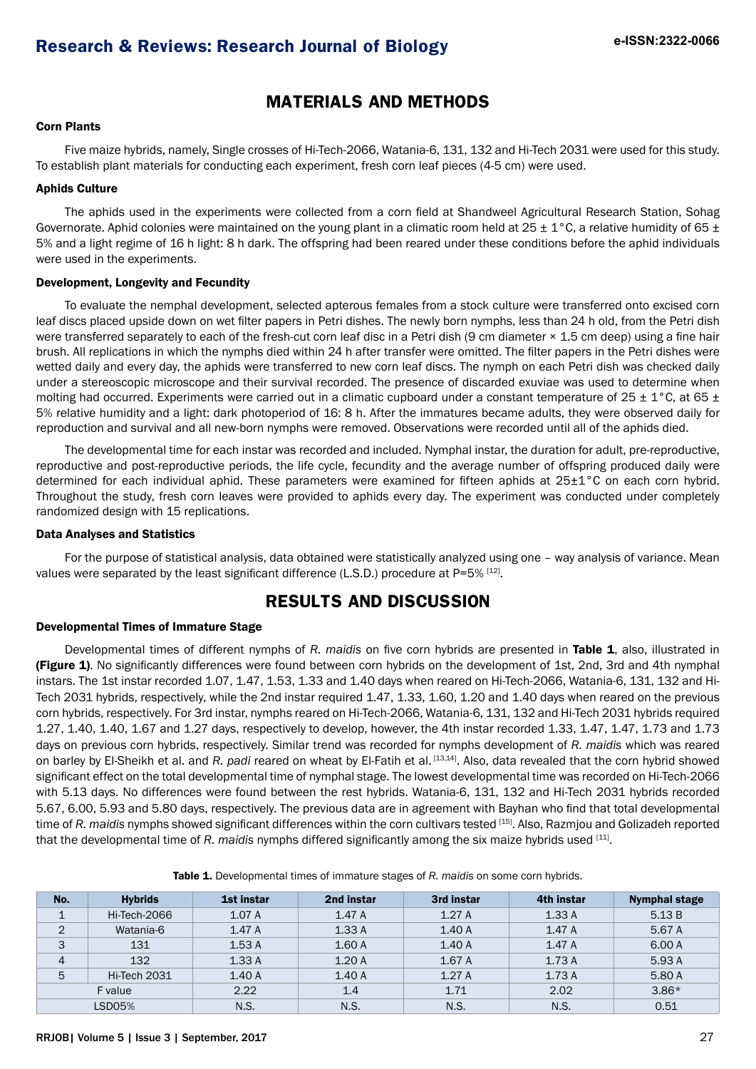## MATERIALS AND METHODS

### Corn Plants

Five maize hybrids, namely, Single crosses of Hi-Tech-2066, Watania-6, 131, 132 and Hi-Tech 2031 were used for this study. To establish plant materials for conducting each experiment, fresh corn leaf pieces (4-5 cm) were used.

### Aphids Culture

The aphids used in the experiments were collected from a corn field at Shandweel Agricultural Research Station, Sohag Governorate. Aphid colonies were maintained on the young plant in a climatic room held at 25 ± 1°C, a relative humidity of 65 ± 5% and a light regime of 16 h light: 8 h dark. The offspring had been reared under these conditions before the aphid individuals were used in the experiments.

### Development, Longevity and Fecundity

To evaluate the nemphal development, selected apterous females from a stock culture were transferred onto excised corn leaf discs placed upside down on wet filter papers in Petri dishes. The newly born nymphs, less than 24 h old, from the Petri dish were transferred separately to each of the fresh-cut corn leaf disc in a Petri dish (9 cm diameter × 1.5 cm deep) using a fine hair brush. All replications in which the nymphs died within 24 h after transfer were omitted. The filter papers in the Petri dishes were wetted daily and every day, the aphids were transferred to new corn leaf discs. The nymph on each Petri dish was checked daily under a stereoscopic microscope and their survival recorded. The presence of discarded exuviae was used to determine when molting had occurred. Experiments were carried out in a climatic cupboard under a constant temperature of 25 ± 1°C, at 65 ± 5% relative humidity and a light: dark photoperiod of 16: 8 h. After the immatures became adults, they were observed daily for reproduction and survival and all new-born nymphs were removed. Observations were recorded until all of the aphids died.

The developmental time for each instar was recorded and included. Nymphal instar, the duration for adult, pre-reproductive, reproductive and post-reproductive periods, the life cycle, fecundity and the average number of offspring produced daily were determined for each individual aphid. These parameters were examined for fifteen aphids at 25±1°C on each corn hybrid. Throughout the study, fresh corn leaves were provided to aphids every day. The experiment was conducted under completely randomized design with 15 replications.

### Data Analyses and Statistics

For the purpose of statistical analysis, data obtained were statistically analyzed using one – way analysis of variance. Mean values were separated by the least significant difference (L.S.D.) procedure at P=5% [12].

## RESULTS AND DISCUSSION

### Developmental Times of Immature Stage

Developmental times of different nymphs of *R. maidis* on five corn hybrids are presented in **Table 1**, also, illustrated in **(Figure 1)**. No significantly differences were found between corn hybrids on the development of 1st, 2nd, 3rd and 4th nymphal instars. The 1st instar recorded 1.07, 1.47, 1.53, 1.33 and 1.40 days when reared on Hi-Tech-2066, Watania-6, 131, 132 and Hi-Tech 2031 hybrids, respectively, while the 2nd instar required 1.47, 1.33, 1.60, 1.20 and 1.40 days when reared on the previous corn hybrids, respectively. For 3rd instar, nymphs reared on Hi-Tech-2066, Watania-6, 131, 132 and Hi-Tech 2031 hybrids required 1.27, 1.40, 1.40, 1.67 and 1.27 days, respectively to develop, however, the 4th instar recorded 1.33, 1.47, 1.47, 1.73 and 1.73 days on previous corn hybrids, respectively. Similar trend was recorded for nymphs development of *R. maidis* which was reared on barley by El-Sheikh et al. and *R. padi* reared on wheat by El-Fatih et al. [13,14]. Also, data revealed that the corn hybrid showed significant effect on the total developmental time of nymphal stage. The lowest developmental time was recorded on Hi-Tech-2066 with 5.13 days. No differences were found between the rest hybrids. Watania-6, 131, 132 and Hi-Tech 2031 hybrids recorded 5.67, 6.00, 5.93 and 5.80 days, respectively. The previous data are in agreement with Bayhan who find that total developmental time of *R. maidis* nymphs showed significant differences within the corn cultivars tested [15]. Also, Razmjou and Golizadeh reported that the developmental time of *R. maidis* nymphs differed significantly among the six maize hybrids used [11].

**Table 1.** Developmental times of immature stages of *R. maidis* on some corn hybrids.

| No. | Hybrids | 1st instar | 2nd instar | 3rd instar | 4th instar | Nymphal stage |
|---|---|---|---|---|---|---|
| 1 | Hi-Tech-2066 | 1.07 A | 1.47 A | 1.27 A | 1.33 A | 5.13 B |
| 2 | Watania-6 | 1.47 A | 1.33 A | 1.40 A | 1.47 A | 5.67 A |
| 3 | 131 | 1.53 A | 1.60 A | 1.40 A | 1.47 A | 6.00 A |
| 4 | 132 | 1.33 A | 1.20 A | 1.67 A | 1.73 A | 5.93 A |
| 5 | Hi-Tech 2031 | 1.40 A | 1.40 A | 1.27 A | 1.73 A | 5.80 A |
| F value | | 2.22 | 1.4 | 1.71 | 2.02 | 3.86* |
| LSD05% | | N.S. | N.S. | N.S. | N.S. | 0.51 |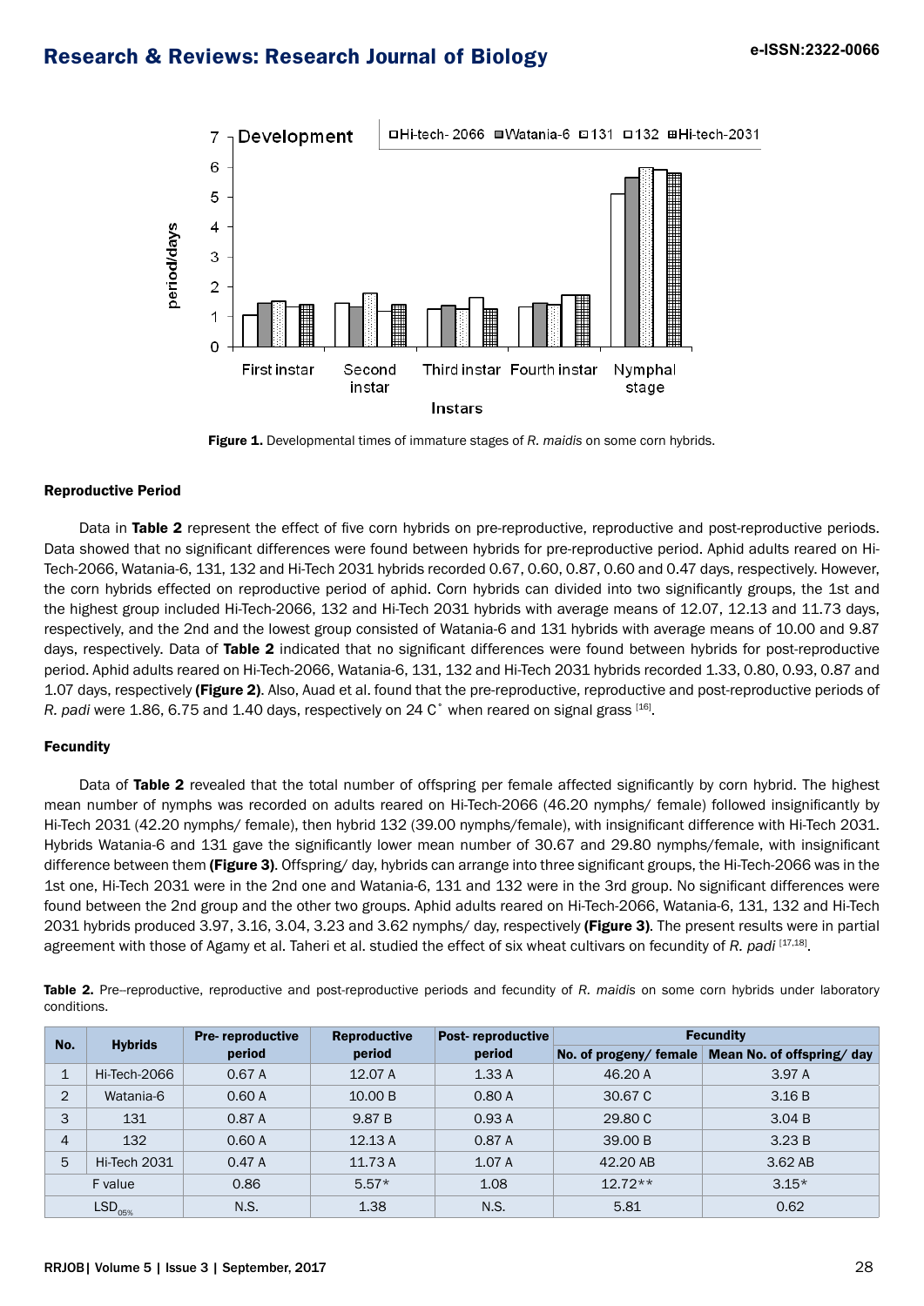Figure 1. Developmental times of immature stages of *R. maidis* on some corn hybrids.

#### Reproductive Period

Data in **Table 2** represent the effect of five corn hybrids on pre-reproductive, reproductive and post-reproductive periods. Data showed that no significant differences were found between hybrids for pre-reproductive period. Aphid adults reared on Hi-Tech-2066, Watania-6, 131, 132 and Hi-Tech 2031 hybrids recorded 0.67, 0.60, 0.87, 0.60 and 0.47 days, respectively. However, the corn hybrids effected on reproductive period of aphid. Corn hybrids can divided into two significantly groups, the 1st and the highest group included Hi-Tech-2066, 132 and Hi-Tech 2031 hybrids with average means of 12.07, 12.13 and 11.73 days, respectively, and the 2nd and the lowest group consisted of Watania-6 and 131 hybrids with average means of 10.00 and 9.87 days, respectively. Data of **Table 2** indicated that no significant differences were found between hybrids for post-reproductive period. Aphid adults reared on Hi-Tech-2066, Watania-6, 131, 132 and Hi-Tech 2031 hybrids recorded 1.33, 0.80, 0.93, 0.87 and 1.07 days, respectively **(Figure 2)**. Also, Auad et al. found that the pre-reproductive, reproductive and post-reproductive periods of *R. padi* were 1.86, 6.75 and 1.40 days, respectively on 24 C˚ when reared on signal grass [16].

#### Fecundity

Data of **Table 2** revealed that the total number of offspring per female affected significantly by corn hybrid. The highest mean number of nymphs was recorded on adults reared on Hi-Tech-2066 (46.20 nymphs/ female) followed insignificantly by Hi-Tech 2031 (42.20 nymphs/ female), then hybrid 132 (39.00 nymphs/female), with insignificant difference with Hi-Tech 2031. Hybrids Watania-6 and 131 gave the significantly lower mean number of 30.67 and 29.80 nymphs/female, with insignificant difference between them **(Figure 3)**. Offspring/ day, hybrids can arrange into three significant groups, the Hi-Tech-2066 was in the 1st one, Hi-Tech 2031 were in the 2nd one and Watania-6, 131 and 132 were in the 3rd group. No significant differences were found between the 2nd group and the other two groups. Aphid adults reared on Hi-Tech-2066, Watania-6, 131, 132 and Hi-Tech 2031 hybrids produced 3.97, 3.16, 3.04, 3.23 and 3.62 nymphs/ day, respectively **(Figure 3)**. The present results were in partial agreement with those of Agamy et al. Taheri et al. studied the effect of six wheat cultivars on fecundity of *R. padi* [17,18].

**Table 2.** Pre–reproductive, reproductive and post-reproductive periods and fecundity of *R. maidis* on some corn hybrids under laboratory conditions.

| No. | Hybrids | Pre- reproductive period | Reproductive period | Post- reproductive period | Fecundity | |
|---|---|---|---|---|---|---|
| | | | | | No. of progeny/ female | Mean No. of offspring/ day |
| 1 | Hi-Tech-2066 | 0.67 A | 12.07 A | 1.33 A | 46.20 A | 3.97 A |
| 2 | Watania-6 | 0.60 A | 10.00 B | 0.80 A | 30.67 C | 3.16 B |
| 3 | 131 | 0.87 A | 9.87 B | 0.93 A | 29.80 C | 3.04 B |
| 4 | 132 | 0.60 A | 12.13 A | 0.87 A | 39.00 B | 3.23 B |
| 5 | Hi-Tech 2031 | 0.47 A | 11.73 A | 1.07 A | 42.20 AB | 3.62 AB |
| F value | | 0.86 | 5.57* | 1.08 | 12.72** | 3.15* |
| $LSD_{05\%}$ | | N.S. | 1.38 | N.S. | 5.81 | 0.62 |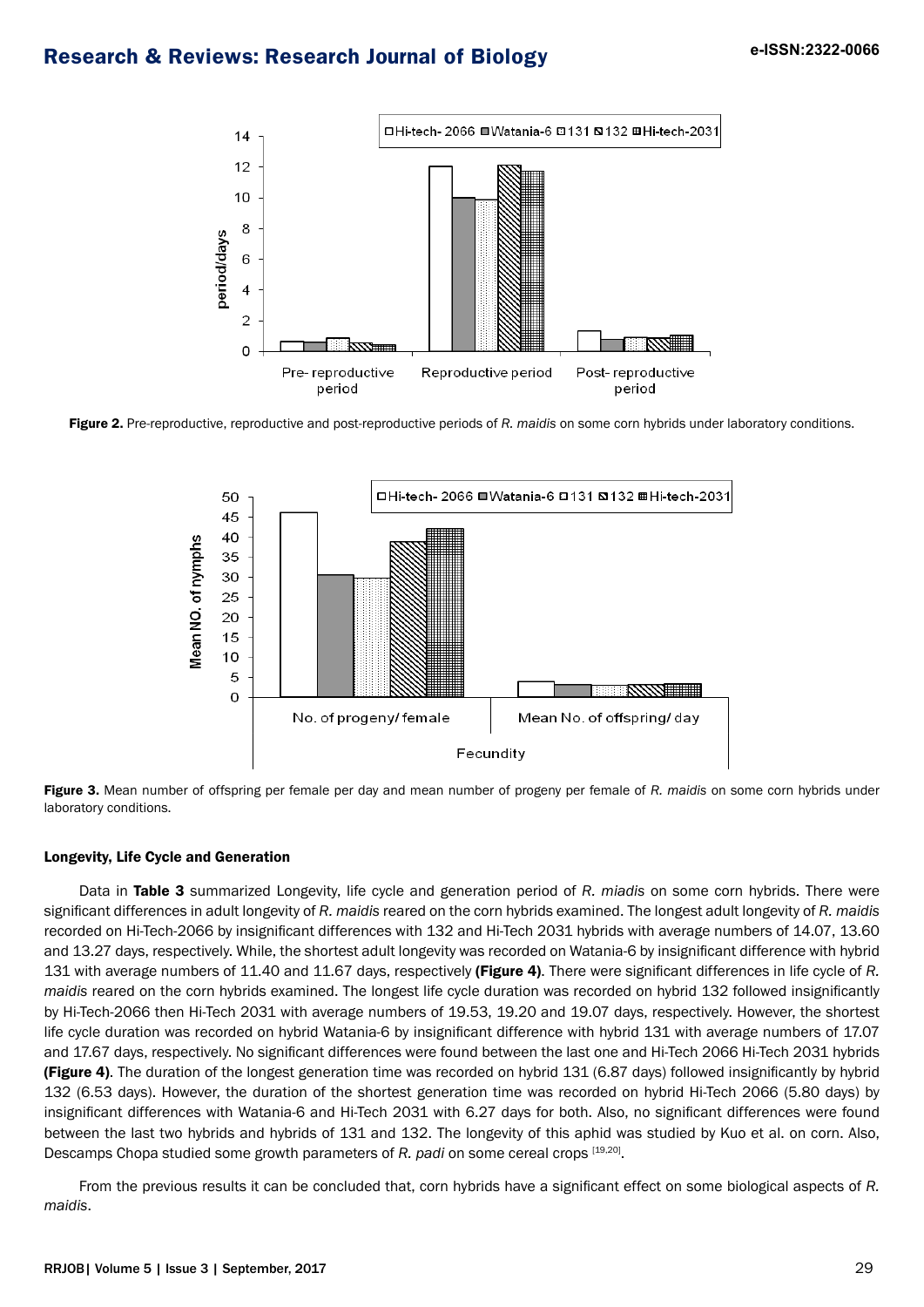Figure 2. Pre-reproductive, reproductive and post-reproductive periods of *R. maidis* on some corn hybrids under laboratory conditions.

Figure 3. Mean number of offspring per female per day and mean number of progeny per female of *R. maidis* on some corn hybrids under laboratory conditions.

#### Longevity, Life Cycle and Generation

Data in **Table 3** summarized Longevity, life cycle and generation period of *R. miadis* on some corn hybrids. There were significant differences in adult longevity of *R. maidis* reared on the corn hybrids examined. The longest adult longevity of *R. maidis* recorded on Hi-Tech-2066 by insignificant differences with 132 and Hi-Tech 2031 hybrids with average numbers of 14.07, 13.60 and 13.27 days, respectively. While, the shortest adult longevity was recorded on Watania-6 by insignificant difference with hybrid 131 with average numbers of 11.40 and 11.67 days, respectively **(Figure 4)**. There were significant differences in life cycle of *R. maidis* reared on the corn hybrids examined. The longest life cycle duration was recorded on hybrid 132 followed insignificantly by Hi-Tech-2066 then Hi-Tech 2031 with average numbers of 19.53, 19.20 and 19.07 days, respectively. However, the shortest life cycle duration was recorded on hybrid Watania-6 by insignificant difference with hybrid 131 with average numbers of 17.07 and 17.67 days, respectively. No significant differences were found between the last one and Hi-Tech 2066 Hi-Tech 2031 hybrids **(Figure 4)**. The duration of the longest generation time was recorded on hybrid 131 (6.87 days) followed insignificantly by hybrid 132 (6.53 days). However, the duration of the shortest generation time was recorded on hybrid Hi-Tech 2066 (5.80 days) by insignificant differences with Watania-6 and Hi-Tech 2031 with 6.27 days for both. Also, no significant differences were found between the last two hybrids and hybrids of 131 and 132. The longevity of this aphid was studied by Kuo et al. on corn. Also, Descamps Chopa studied some growth parameters of *R. padi* on some cereal crops [19,20].

From the previous results it can be concluded that, corn hybrids have a significant effect on some biological aspects of *R. maidis*.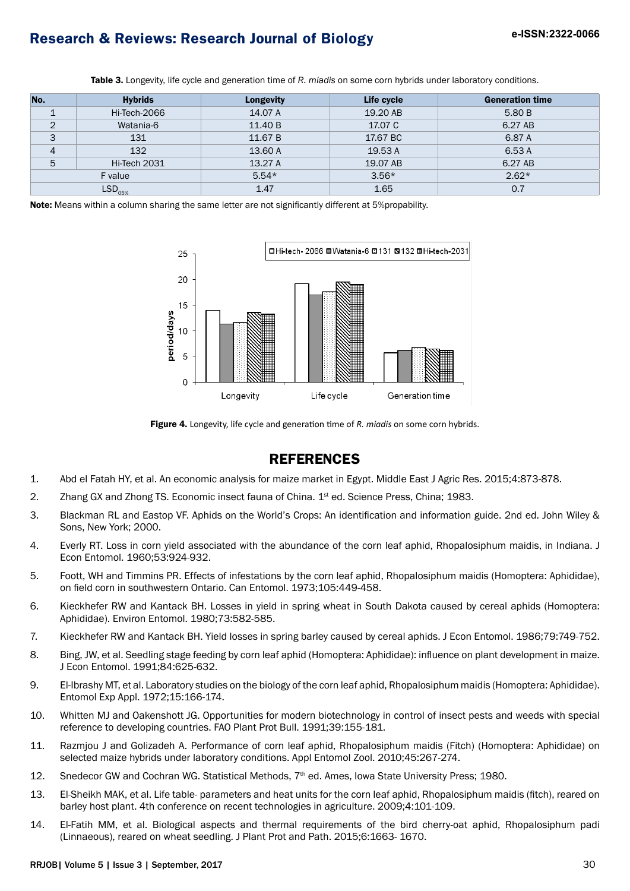**Table 3.** Longevity, life cycle and generation time of *R. miadis* on some corn hybrids under laboratory conditions.

| No. | Hybrids | Longevity | Life cycle | Generation time |
|---|---|---|---|---|
| 1 | Hi-Tech-2066 | 14.07 A | 19.20 AB | 5.80 B |
| 2 | Watania-6 | 11.40 B | 17.07 C | 6.27 AB |
| 3 | 131 | 11.67 B | 17.67 BC | 6.87 A |
| 4 | 132 | 13.60 A | 19.53 A | 6.53 A |
| 5 | Hi-Tech 2031 | 13.27 A | 19.07 AB | 6.27 AB |
| F value | | 5.54* | 3.56* | 2.62* |
| $LSD_{05\%}$ | | 1.47 | 1.65 | 0.7 |

**Note:** Means within a column sharing the same letter are not significantly different at 5%propability.

**Figure 4.** Longevity, life cycle and generation time of *R. miadis* on some corn hybrids.

## REFERENCES

1. Abd el Fatah HY, et al. An economic analysis for maize market in Egypt. Middle East J Agric Res. 2015;4:873-878.
2. Zhang GX and Zhong TS. Economic insect fauna of China. 1st ed. Science Press, China; 1983.
3. Blackman RL and Eastop VF. Aphids on the World's Crops: An identification and information guide. 2nd ed. John Wiley & Sons, New York; 2000.
4. Everly RT. Loss in corn yield associated with the abundance of the corn leaf aphid, Rhopalosiphum maidis, in Indiana. J Econ Entomol. 1960;53:924-932.
5. Foott, WH and Timmins PR. Effects of infestations by the corn leaf aphid, Rhopalosiphum maidis (Homoptera: Aphididae), on field corn in southwestern Ontario. Can Entomol. 1973;105:449-458.
6. Kieckhefer RW and Kantack BH. Losses in yield in spring wheat in South Dakota caused by cereal aphids (Homoptera: Aphididae). Environ Entomol. 1980;73:582-585.
7. Kieckhefer RW and Kantack BH. Yield losses in spring barley caused by cereal aphids. J Econ Entomol. 1986;79:749-752.
8. Bing, JW, et al. Seedling stage feeding by corn leaf aphid (Homoptera: Aphididae): influence on plant development in maize. J Econ Entomol. 1991;84:625-632.
9. El-Ibrashy MT, et al. Laboratory studies on the biology of the corn leaf aphid, Rhopalosiphum maidis (Homoptera: Aphididae). Entomol Exp Appl. 1972;15:166-174.
10. Whitten MJ and Oakenshott JG. Opportunities for modern biotechnology in control of insect pests and weeds with special reference to developing countries. FAO Plant Prot Bull. 1991;39:155-181.
11. Razmjou J and Golizadeh A. Performance of corn leaf aphid, Rhopalosiphum maidis (Fitch) (Homoptera: Aphididae) on selected maize hybrids under laboratory conditions. Appl Entomol Zool. 2010;45:267-274.
12. Snedecor GW and Cochran WG. Statistical Methods, 7th ed. Ames, Iowa State University Press; 1980.
13. El-Sheikh MAK, et al. Life table- parameters and heat units for the corn leaf aphid, Rhopalosiphum maidis (fitch), reared on barley host plant. 4th conference on recent technologies in agriculture. 2009;4:101-109.
14. El-Fatih MM, et al. Biological aspects and thermal requirements of the bird cherry-oat aphid, Rhopalosiphum padi (Linnaeous), reared on wheat seedling. J Plant Prot and Path. 2015;6:1663- 1670.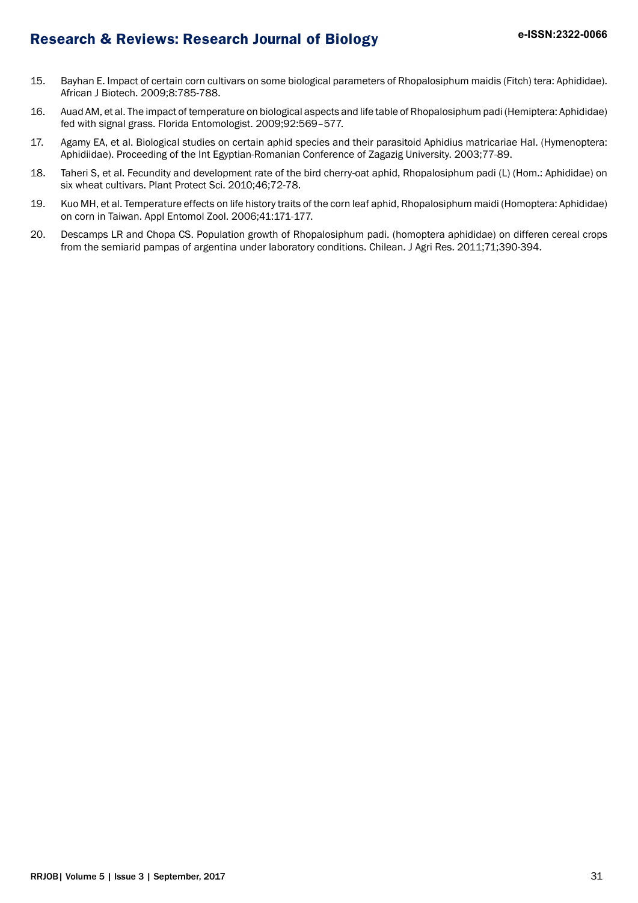15. Bayhan E. Impact of certain corn cultivars on some biological parameters of Rhopalosiphum maidis (Fitch) tera: Aphididae). African J Biotech. 2009;8:785-788.

16. Auad AM, et al. The impact of temperature on biological aspects and life table of Rhopalosiphum padi (Hemiptera: Aphididae) fed with signal grass. Florida Entomologist. 2009;92:569–577.

17. Agamy EA, et al. Biological studies on certain aphid species and their parasitoid Aphidius matricariae Hal. (Hymenoptera: Aphidiidae). Proceeding of the Int Egyptian-Romanian Conference of Zagazig University. 2003;77-89.

18. Taheri S, et al. Fecundity and development rate of the bird cherry-oat aphid, Rhopalosiphum padi (L) (Hom.: Aphididae) on six wheat cultivars. Plant Protect Sci. 2010;46;72-78.

19. Kuo MH, et al. Temperature effects on life history traits of the corn leaf aphid, Rhopalosiphum maidi (Homoptera: Aphididae) on corn in Taiwan. Appl Entomol Zool. 2006;41:171-177.

20. Descamps LR and Chopa CS. Population growth of Rhopalosiphum padi. (homoptera aphididae) on differen cereal crops from the semiarid pampas of argentina under laboratory conditions. Chilean. J Agri Res. 2011;71;390-394.